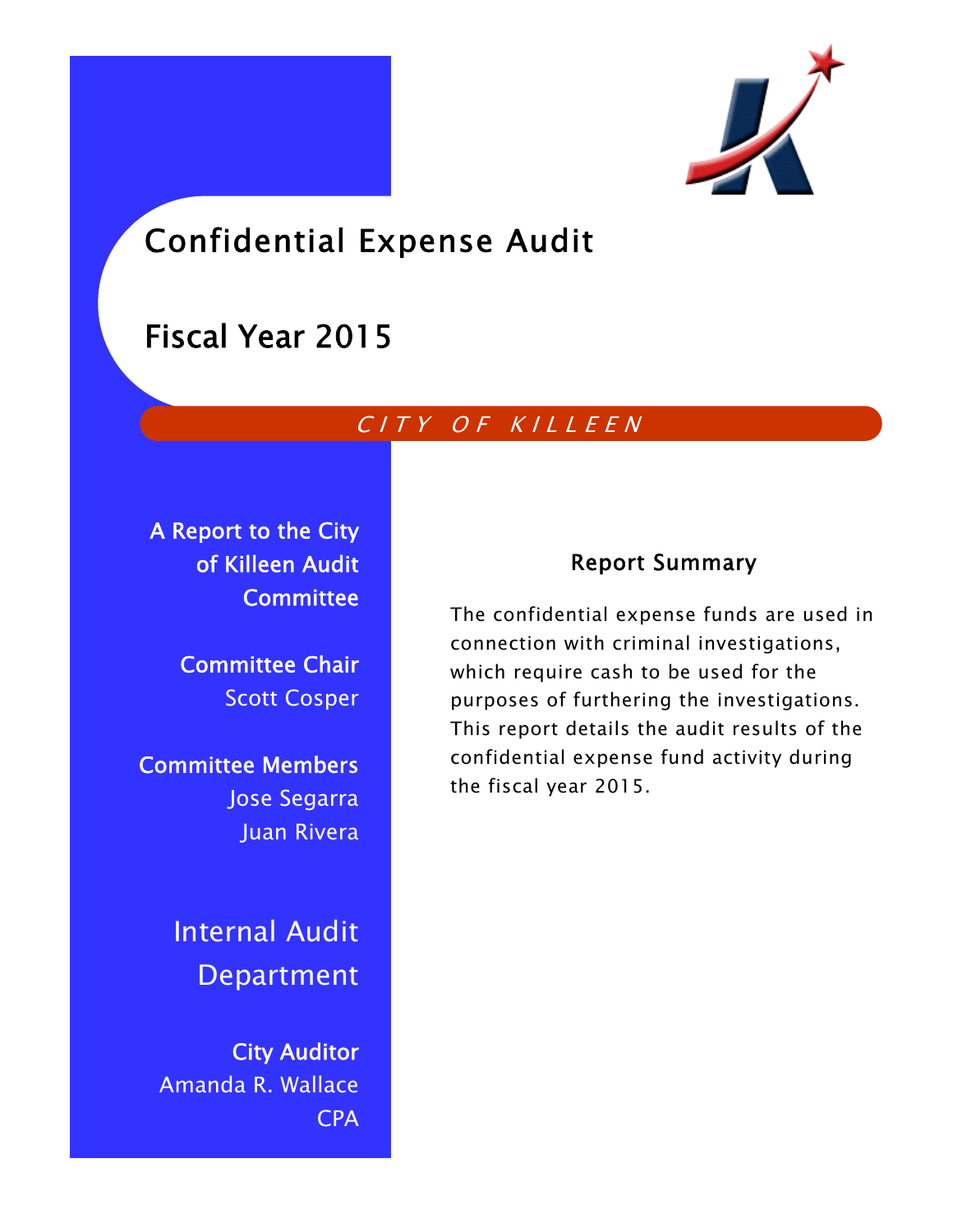# Confidential Expense Audit

# Fiscal Year 2015

*CITY OF KILLEEN*

**A Report to the City of Killeen Audit Committee**

**Committee Chair**
Scott Cosper

**Committee Members**
Jose Segarra
Juan Rivera

## Internal Audit Department

**City Auditor**
Amanda R. Wallace
CPA

### Report Summary

The confidential expense funds are used in connection with criminal investigations, which require cash to be used for the purposes of furthering the investigations. This report details the audit results of the confidential expense fund activity during the fiscal year 2015.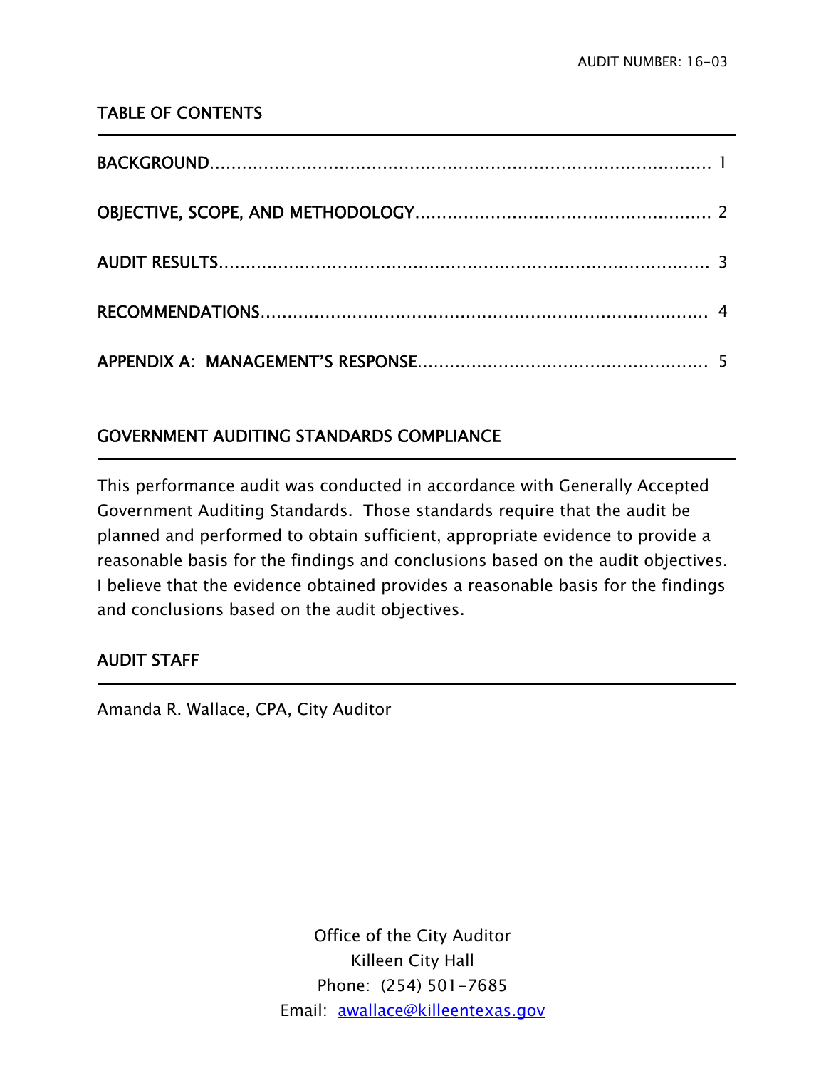AUDIT NUMBER: 16-03

## TABLE OF CONTENTS

| | |
|---|---|
| BACKGROUND | 1 |
| OBJECTIVE, SCOPE, AND METHODOLOGY | 2 |
| AUDIT RESULTS | 3 |
| RECOMMENDATIONS | 4 |
| APPENDIX A: MANAGEMENT'S RESPONSE | 5 |

## GOVERNMENT AUDITING STANDARDS COMPLIANCE

This performance audit was conducted in accordance with Generally Accepted Government Auditing Standards. Those standards require that the audit be planned and performed to obtain sufficient, appropriate evidence to provide a reasonable basis for the findings and conclusions based on the audit objectives. I believe that the evidence obtained provides a reasonable basis for the findings and conclusions based on the audit objectives.

## AUDIT STAFF

Amanda R. Wallace, CPA, City Auditor

Office of the City Auditor
Killeen City Hall
Phone: (254) 501-7685
Email: awallace@killeentexas.gov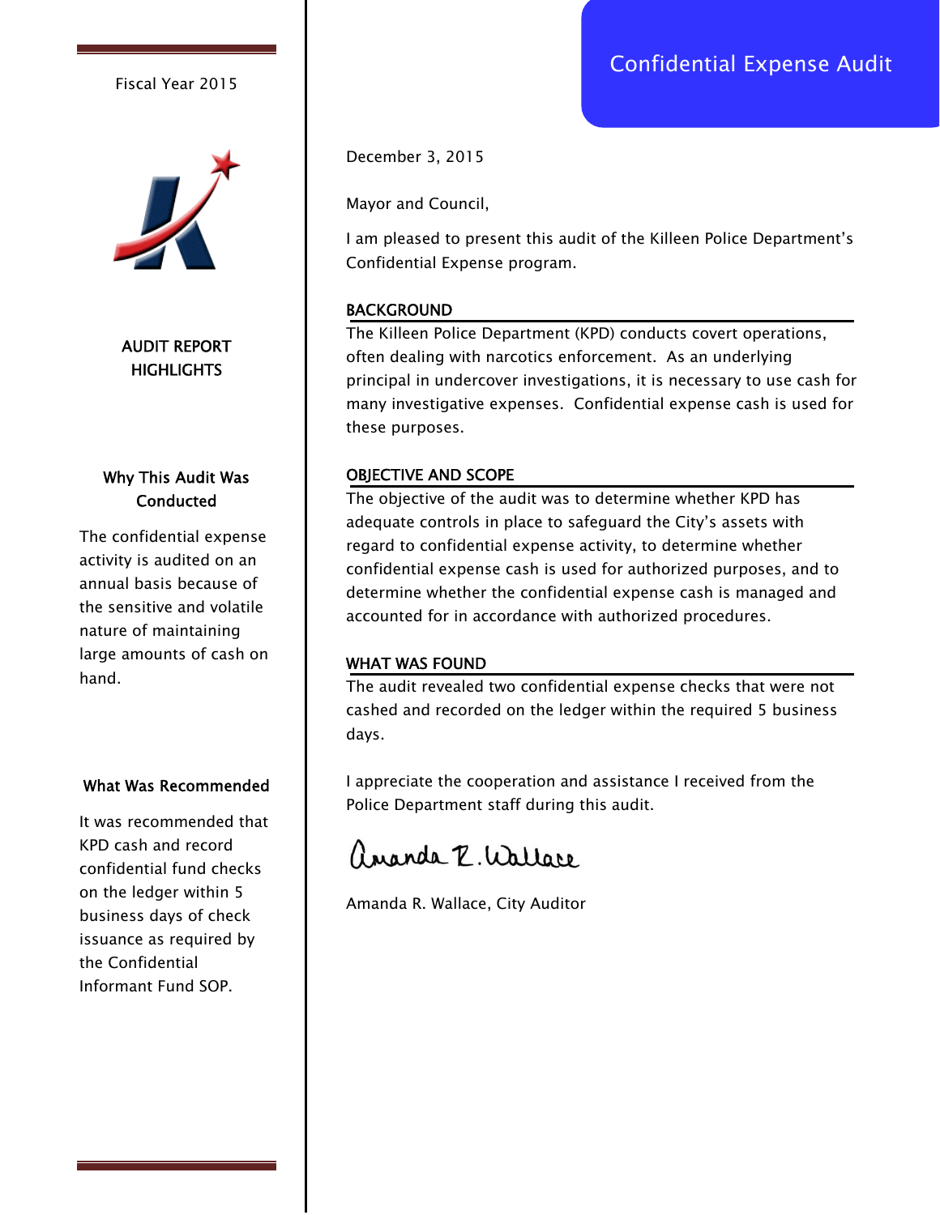Fiscal Year 2015

## AUDIT REPORT HIGHLIGHTS

### Why This Audit Was Conducted

The confidential expense activity is audited on an annual basis because of the sensitive and volatile nature of maintaining large amounts of cash on hand.

### What Was Recommended

It was recommended that KPD cash and record confidential fund checks on the ledger within 5 business days of check issuance as required by the Confidential Informant Fund SOP.

# Confidential Expense Audit

December 3, 2015

Mayor and Council,

I am pleased to present this audit of the Killeen Police Department's Confidential Expense program.

## BACKGROUND

The Killeen Police Department (KPD) conducts covert operations, often dealing with narcotics enforcement. As an underlying principal in undercover investigations, it is necessary to use cash for many investigative expenses. Confidential expense cash is used for these purposes.

## OBJECTIVE AND SCOPE

The objective of the audit was to determine whether KPD has adequate controls in place to safeguard the City's assets with regard to confidential expense activity, to determine whether confidential expense cash is used for authorized purposes, and to determine whether the confidential expense cash is managed and accounted for in accordance with authorized procedures.

## WHAT WAS FOUND

The audit revealed two confidential expense checks that were not cashed and recorded on the ledger within the required 5 business days.

I appreciate the cooperation and assistance I received from the Police Department staff during this audit.

Amanda R. Wallace

Amanda R. Wallace, City Auditor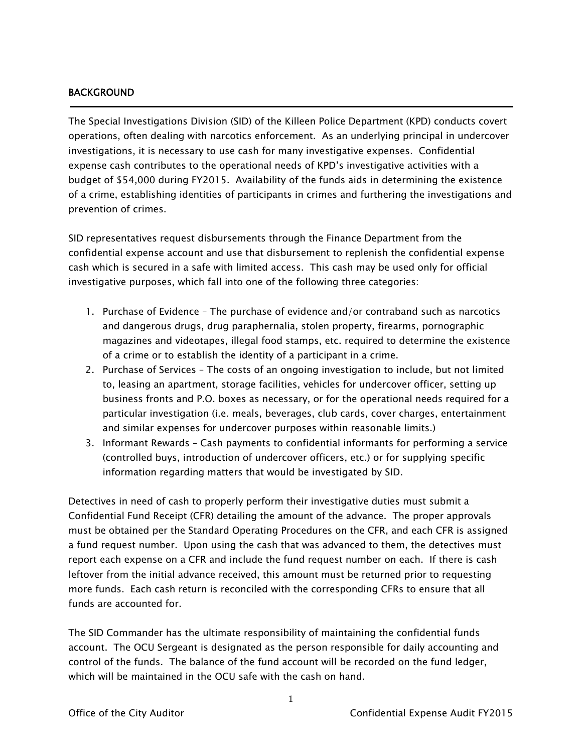## BACKGROUND

The Special Investigations Division (SID) of the Killeen Police Department (KPD) conducts covert operations, often dealing with narcotics enforcement. As an underlying principal in undercover investigations, it is necessary to use cash for many investigative expenses. Confidential expense cash contributes to the operational needs of KPD's investigative activities with a budget of $54,000 during FY2015. Availability of the funds aids in determining the existence of a crime, establishing identities of participants in crimes and furthering the investigations and prevention of crimes.

SID representatives request disbursements through the Finance Department from the confidential expense account and use that disbursement to replenish the confidential expense cash which is secured in a safe with limited access. This cash may be used only for official investigative purposes, which fall into one of the following three categories:

1. Purchase of Evidence – The purchase of evidence and/or contraband such as narcotics and dangerous drugs, drug paraphernalia, stolen property, firearms, pornographic magazines and videotapes, illegal food stamps, etc. required to determine the existence of a crime or to establish the identity of a participant in a crime.
2. Purchase of Services – The costs of an ongoing investigation to include, but not limited to, leasing an apartment, storage facilities, vehicles for undercover officer, setting up business fronts and P.O. boxes as necessary, or for the operational needs required for a particular investigation (i.e. meals, beverages, club cards, cover charges, entertainment and similar expenses for undercover purposes within reasonable limits.)
3. Informant Rewards – Cash payments to confidential informants for performing a service (controlled buys, introduction of undercover officers, etc.) or for supplying specific information regarding matters that would be investigated by SID.

Detectives in need of cash to properly perform their investigative duties must submit a Confidential Fund Receipt (CFR) detailing the amount of the advance. The proper approvals must be obtained per the Standard Operating Procedures on the CFR, and each CFR is assigned a fund request number. Upon using the cash that was advanced to them, the detectives must report each expense on a CFR and include the fund request number on each. If there is cash leftover from the initial advance received, this amount must be returned prior to requesting more funds. Each cash return is reconciled with the corresponding CFRs to ensure that all funds are accounted for.

The SID Commander has the ultimate responsibility of maintaining the confidential funds account. The OCU Sergeant is designated as the person responsible for daily accounting and control of the funds. The balance of the fund account will be recorded on the fund ledger, which will be maintained in the OCU safe with the cash on hand.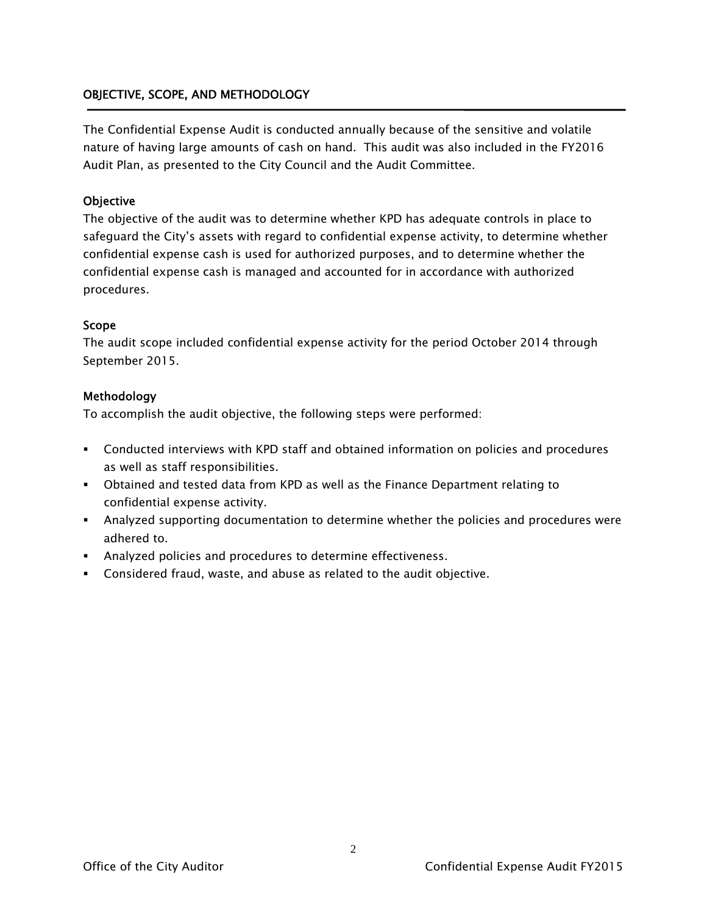## OBJECTIVE, SCOPE, AND METHODOLOGY

The Confidential Expense Audit is conducted annually because of the sensitive and volatile nature of having large amounts of cash on hand. This audit was also included in the FY2016 Audit Plan, as presented to the City Council and the Audit Committee.

### Objective

The objective of the audit was to determine whether KPD has adequate controls in place to safeguard the City's assets with regard to confidential expense activity, to determine whether confidential expense cash is used for authorized purposes, and to determine whether the confidential expense cash is managed and accounted for in accordance with authorized procedures.

### Scope

The audit scope included confidential expense activity for the period October 2014 through September 2015.

### Methodology

To accomplish the audit objective, the following steps were performed:

- Conducted interviews with KPD staff and obtained information on policies and procedures as well as staff responsibilities.
- Obtained and tested data from KPD as well as the Finance Department relating to confidential expense activity.
- Analyzed supporting documentation to determine whether the policies and procedures were adhered to.
- Analyzed policies and procedures to determine effectiveness.
- Considered fraud, waste, and abuse as related to the audit objective.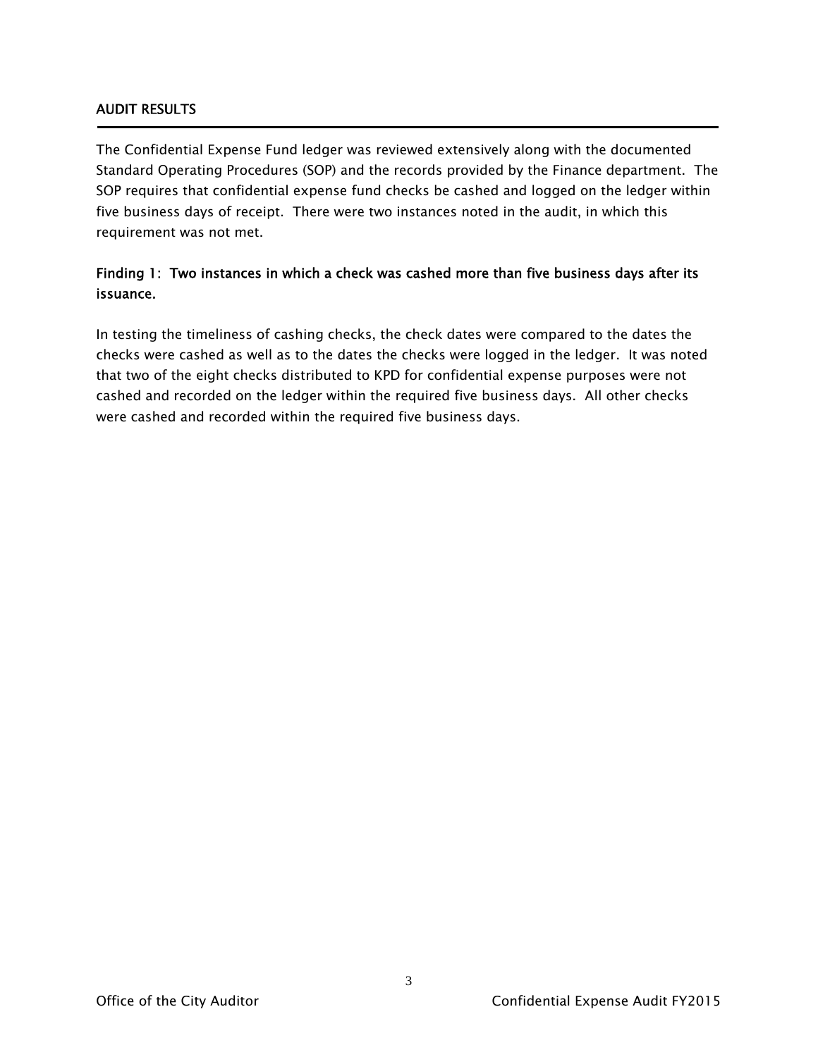## AUDIT RESULTS

The Confidential Expense Fund ledger was reviewed extensively along with the documented Standard Operating Procedures (SOP) and the records provided by the Finance department. The SOP requires that confidential expense fund checks be cashed and logged on the ledger within five business days of receipt. There were two instances noted in the audit, in which this requirement was not met.

### Finding 1: Two instances in which a check was cashed more than five business days after its issuance.

In testing the timeliness of cashing checks, the check dates were compared to the dates the checks were cashed as well as to the dates the checks were logged in the ledger. It was noted that two of the eight checks distributed to KPD for confidential expense purposes were not cashed and recorded on the ledger within the required five business days. All other checks were cashed and recorded within the required five business days.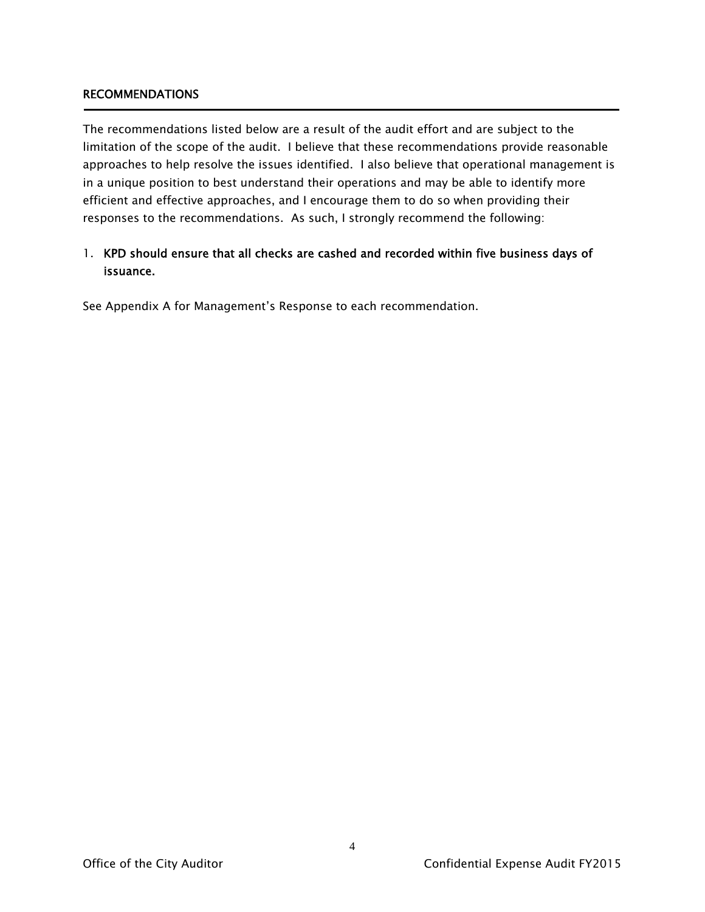## RECOMMENDATIONS

The recommendations listed below are a result of the audit effort and are subject to the limitation of the scope of the audit. I believe that these recommendations provide reasonable approaches to help resolve the issues identified. I also believe that operational management is in a unique position to best understand their operations and may be able to identify more efficient and effective approaches, and I encourage them to do so when providing their responses to the recommendations. As such, I strongly recommend the following:

1. **KPD should ensure that all checks are cashed and recorded within five business days of issuance.**

See Appendix A for Management's Response to each recommendation.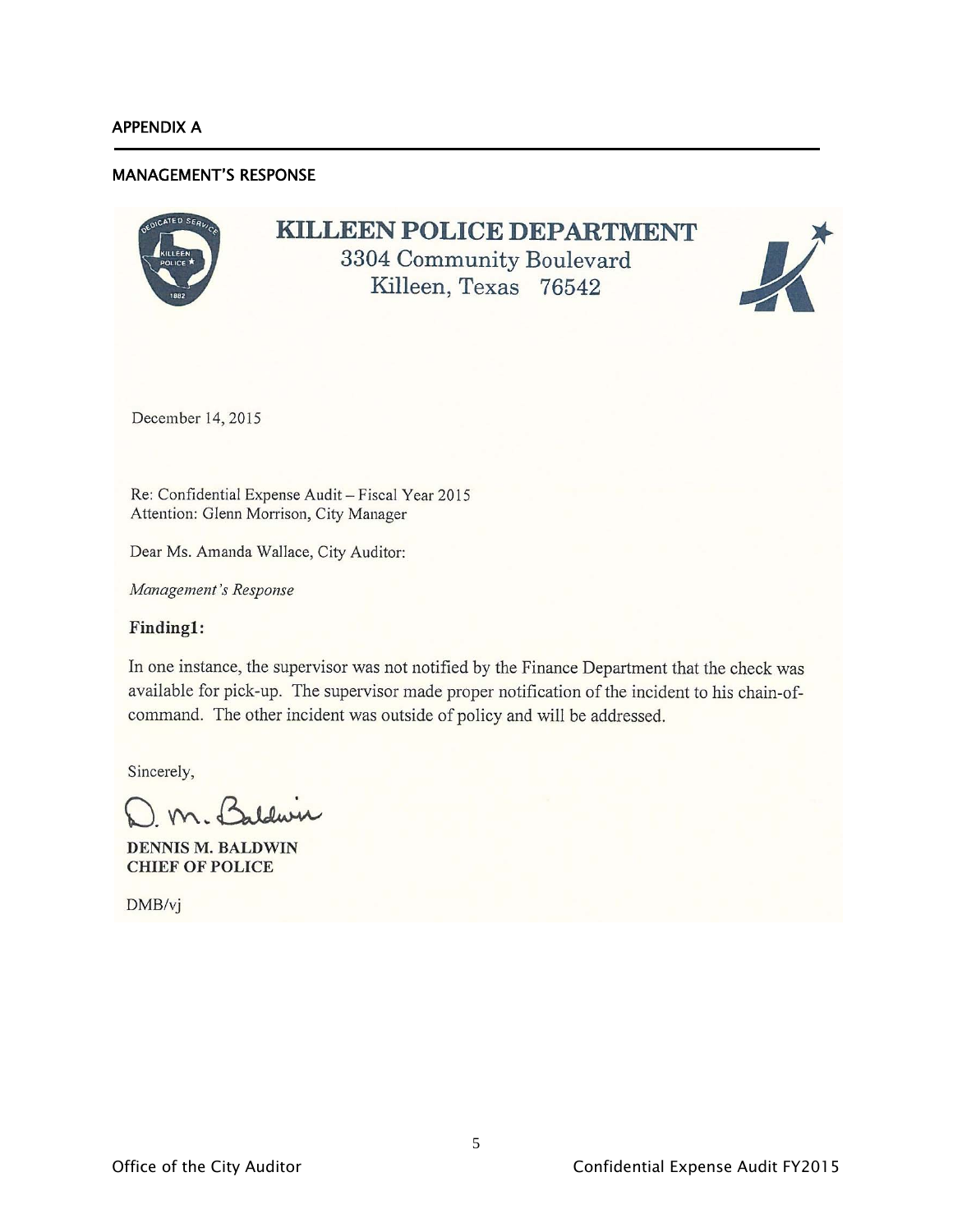## APPENDIX A

### MANAGEMENT'S RESPONSE

**KILLEEN POLICE DEPARTMENT**
3304 Community Boulevard
Killeen, Texas 76542

December 14, 2015

Re: Confidential Expense Audit – Fiscal Year 2015
Attention: Glenn Morrison, City Manager

Dear Ms. Amanda Wallace, City Auditor:

*Management's Response*

**Finding1:**

In one instance, the supervisor was not notified by the Finance Department that the check was available for pick-up. The supervisor made proper notification of the incident to his chain-of-command. The other incident was outside of policy and will be addressed.

Sincerely,

D. M. Baldwin

**DENNIS M. BALDWIN**
**CHIEF OF POLICE**

DMB/vj